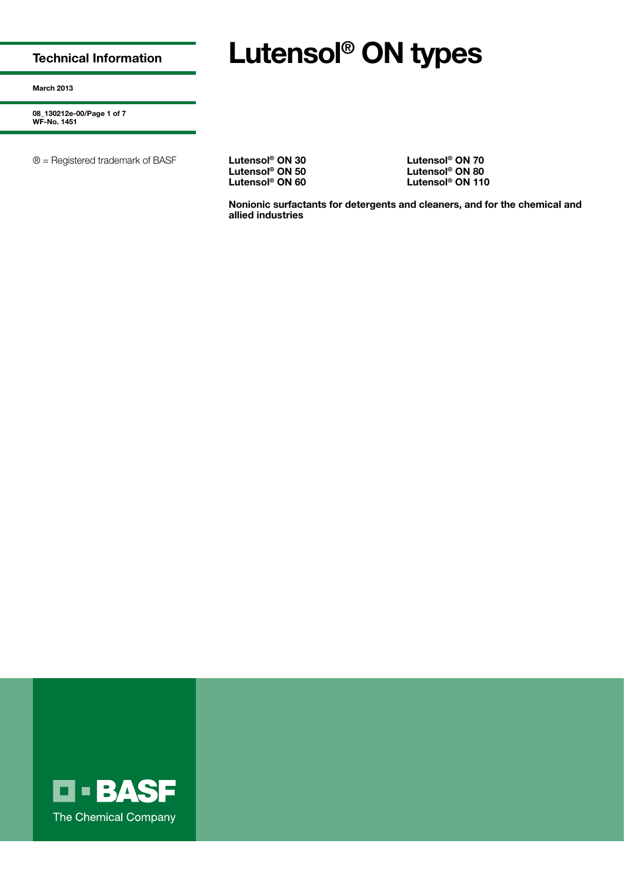Technical Information

March 2013

WF-No. 1451

® = Registered trademark of BASF

# Lutensol® ON types

**Lutensol® ON 30**
**Lutensol® ON 50**
**Lutensol® ON 60**
**Lutensol® ON 70**
**Lutensol® ON 80**
**Lutensol® ON 110**

**Nonionic surfactants for detergents and cleaners, and for the chemical and allied industries**

BASF
The Chemical Company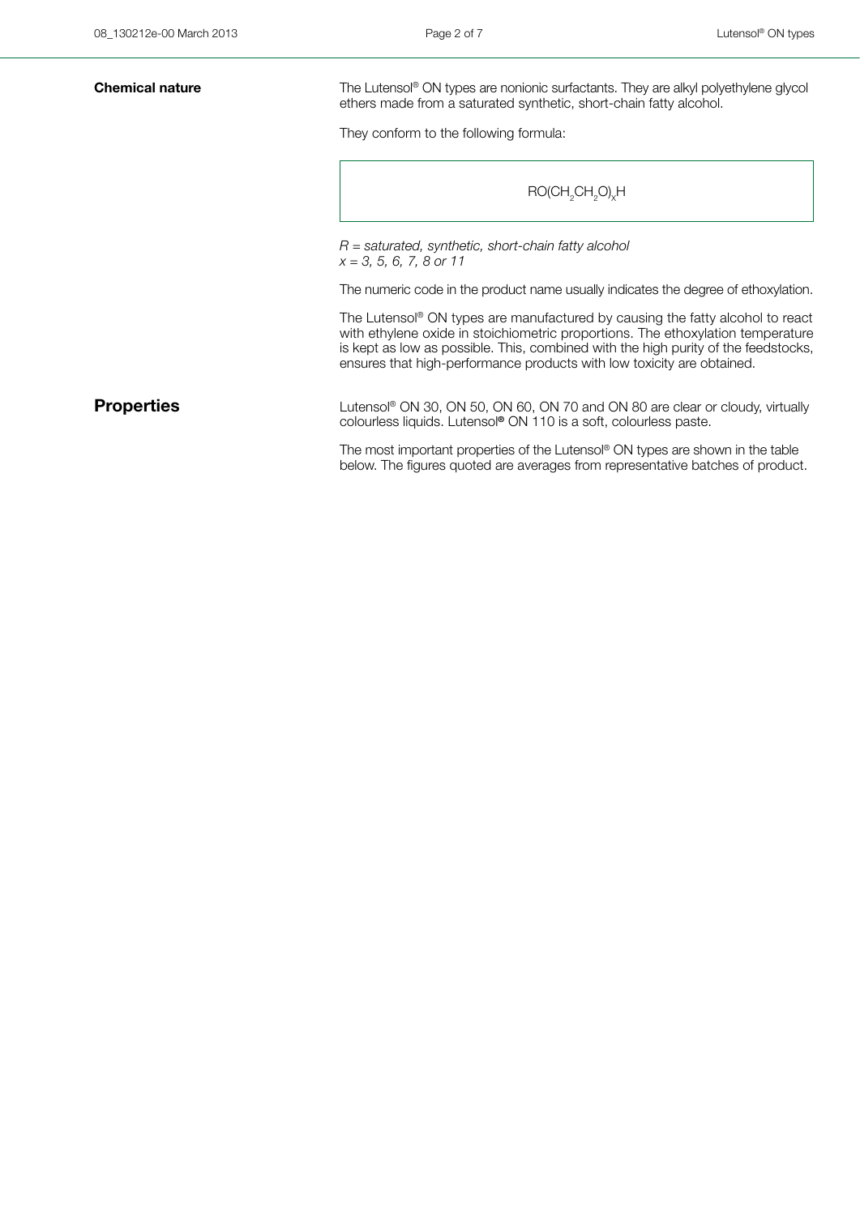## Chemical nature

The Lutensol® ON types are nonionic surfactants. They are alkyl polyethylene glycol ethers made from a saturated synthetic, short-chain fatty alcohol.

They conform to the following formula:

$$RO(CH_2CH_2O)_xH$$

*R = saturated, synthetic, short-chain fatty alcohol*
*x = 3, 5, 6, 7, 8 or 11*

The numeric code in the product name usually indicates the degree of ethoxylation.

The Lutensol® ON types are manufactured by causing the fatty alcohol to react with ethylene oxide in stoichiometric proportions. The ethoxylation temperature is kept as low as possible. This, combined with the high purity of the feedstocks, ensures that high-performance products with low toxicity are obtained.

## Properties

Lutensol® ON 30, ON 50, ON 60, ON 70 and ON 80 are clear or cloudy, virtually colourless liquids. Lutensol® ON 110 is a soft, colourless paste.

The most important properties of the Lutensol® ON types are shown in the table below. The figures quoted are averages from representative batches of product.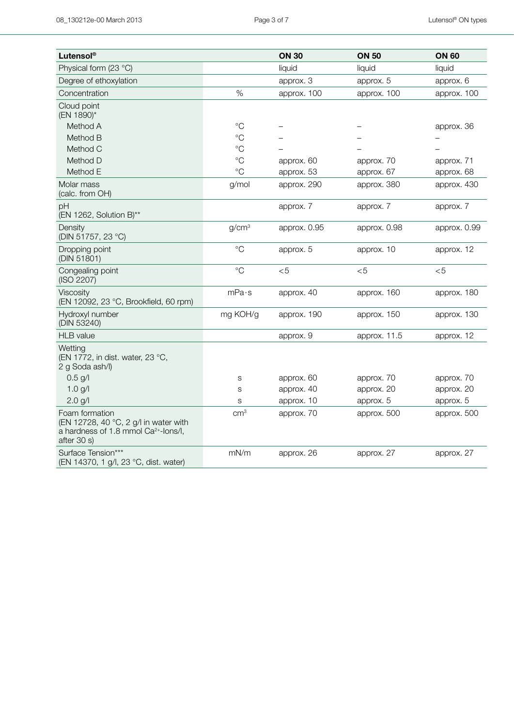| Lutensol® | | ON 30 | ON 50 | ON 60 |
|---|---|---|---|---|
| Physical form (23 °C) | | liquid | liquid | liquid |
| Degree of ethoxylation | | approx. 3 | approx. 5 | approx. 6 |
| Concentration | % | approx. 100 | approx. 100 | approx. 100 |
| Cloud point (EN 1890)* | | | | |
| Method A | °C | – | – | approx. 36 |
| Method B | °C | – | – | – |
| Method C | °C | – | – | – |
| Method D | °C | approx. 60 | approx. 70 | approx. 71 |
| Method E | °C | approx. 53 | approx. 67 | approx. 68 |
| Molar mass (calc. from OH) | g/mol | approx. 290 | approx. 380 | approx. 430 |
| pH (EN 1262, Solution B)** | | approx. 7 | approx. 7 | approx. 7 |
| Density (DIN 51757, 23 °C) | $g/cm^3$ | approx. 0.95 | approx. 0.98 | approx. 0.99 |
| Dropping point (DIN 51801) | °C | approx. 5 | approx. 10 | approx. 12 |
| Congealing point (ISO 2207) | °C | <5 | <5 | <5 |
| Viscosity (EN 12092, 23 °C, Brookfield, 60 rpm) | mPa·s | approx. 40 | approx. 160 | approx. 180 |
| Hydroxyl number (DIN 53240) | mg KOH/g | approx. 190 | approx. 150 | approx. 130 |
| HLB value | | approx. 9 | approx. 11.5 | approx. 12 |
| Wetting (EN 1772, in dist. water, 23 °C, 2 g Soda ash/l) | | | | |
| 0.5 g/l | s | approx. 60 | approx. 70 | approx. 70 |
| 1.0 g/l | s | approx. 40 | approx. 20 | approx. 20 |
| 2.0 g/l | s | approx. 10 | approx. 5 | approx. 5 |
| Foam formation (EN 12728, 40 °C, 2 g/l in water with a hardness of 1.8 mmol $Ca^{2+}$-Ions/l, after 30 s) | $cm^3$ | approx. 70 | approx. 500 | approx. 500 |
| Surface Tension*** (EN 14370, 1 g/l, 23 °C, dist. water) | mN/m | approx. 26 | approx. 27 | approx. 27 |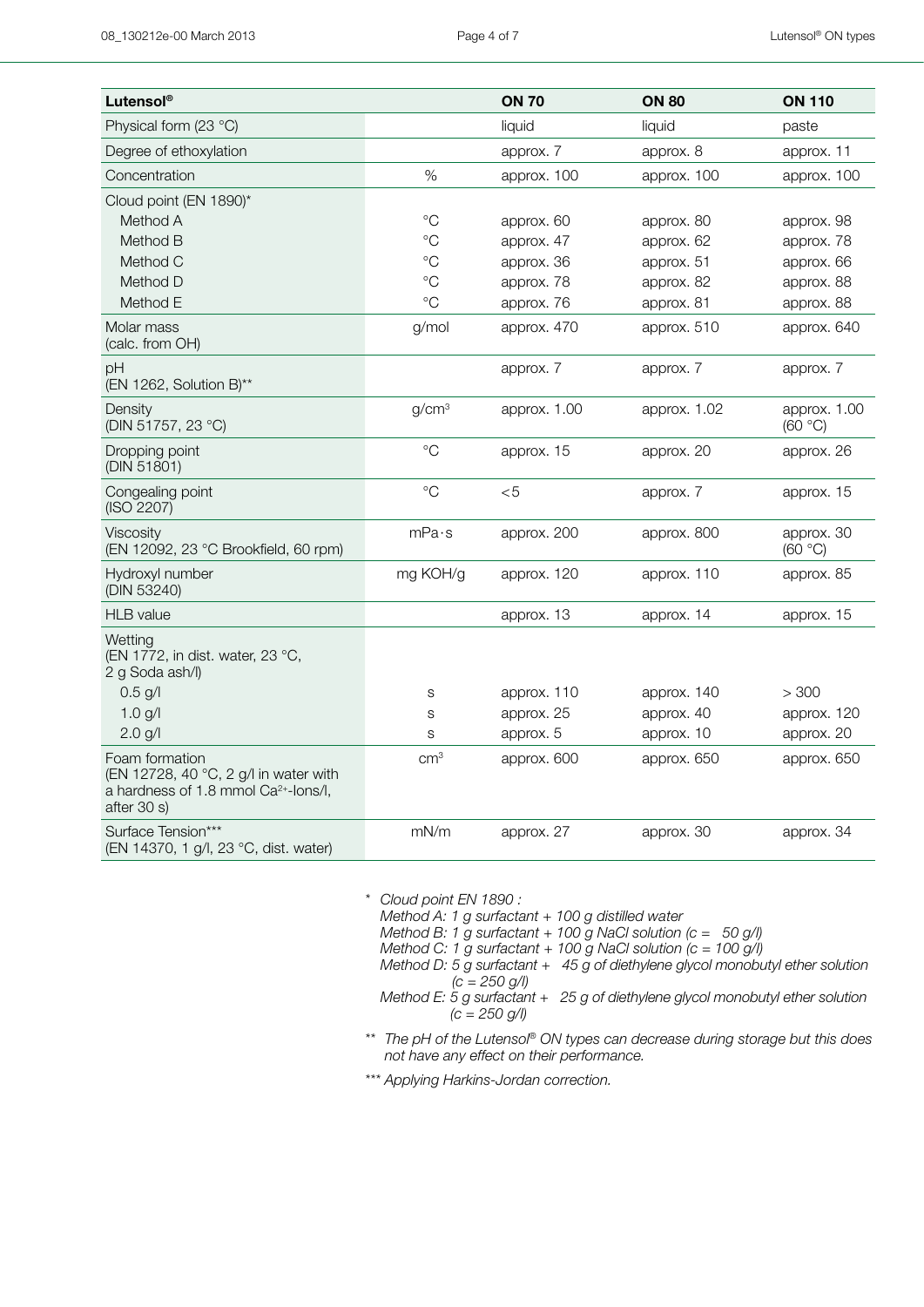| Lutensol® | | ON 70 | ON 80 | ON 110 |
|---|---|---|---|---|
| Physical form (23 °C) | | liquid | liquid | paste |
| Degree of ethoxylation | | approx. 7 | approx. 8 | approx. 11 |
| Concentration | % | approx. 100 | approx. 100 | approx. 100 |
| Cloud point (EN 1890)* | | | | |
| Method A | °C | approx. 60 | approx. 80 | approx. 98 |
| Method B | °C | approx. 47 | approx. 62 | approx. 78 |
| Method C | °C | approx. 36 | approx. 51 | approx. 66 |
| Method D | °C | approx. 78 | approx. 82 | approx. 88 |
| Method E | °C | approx. 76 | approx. 81 | approx. 88 |
| Molar mass (calc. from OH) | g/mol | approx. 470 | approx. 510 | approx. 640 |
| pH (EN 1262, Solution B)** | | approx. 7 | approx. 7 | approx. 7 |
| Density (DIN 51757, 23 °C) | $g/cm^3$ | approx. 1.00 | approx. 1.02 | approx. 1.00 (60 °C) |
| Dropping point (DIN 51801) | °C | approx. 15 | approx. 20 | approx. 26 |
| Congealing point (ISO 2207) | °C | <5 | approx. 7 | approx. 15 |
| Viscosity (EN 12092, 23 °C Brookfield, 60 rpm) | mPa·s | approx. 200 | approx. 800 | approx. 30 (60 °C) |
| Hydroxyl number (DIN 53240) | mg KOH/g | approx. 120 | approx. 110 | approx. 85 |
| HLB value | | approx. 13 | approx. 14 | approx. 15 |
| Wetting (EN 1772, in dist. water, 23 °C, 2 g Soda ash/l) | | | | |
| 0.5 g/l | s | approx. 110 | approx. 140 | > 300 |
| 1.0 g/l | s | approx. 25 | approx. 40 | approx. 120 |
| 2.0 g/l | s | approx. 5 | approx. 10 | approx. 20 |
| Foam formation (EN 12728, 40 °C, 2 g/l in water with a hardness of 1.8 mmol $Ca^{2+}$-Ions/l, after 30 s) | $cm^3$ | approx. 600 | approx. 650 | approx. 650 |
| Surface Tension*** (EN 14370, 1 g/l, 23 °C, dist. water) | mN/m | approx. 27 | approx. 30 | approx. 34 |

\* *Cloud point EN 1890 :*
*Method A: 1 g surfactant + 100 g distilled water*
*Method B: 1 g surfactant + 100 g NaCl solution (c = 50 g/l)*
*Method C: 1 g surfactant + 100 g NaCl solution (c = 100 g/l)*
*Method D: 5 g surfactant + 45 g of diethylene glycol monobutyl ether solution (c = 250 g/l)*
*Method E: 5 g surfactant + 25 g of diethylene glycol monobutyl ether solution (c = 250 g/l)*

\** *The pH of the Lutensol® ON types can decrease during storage but this does not have any effect on their performance.*

\*** *Applying Harkins-Jordan correction.*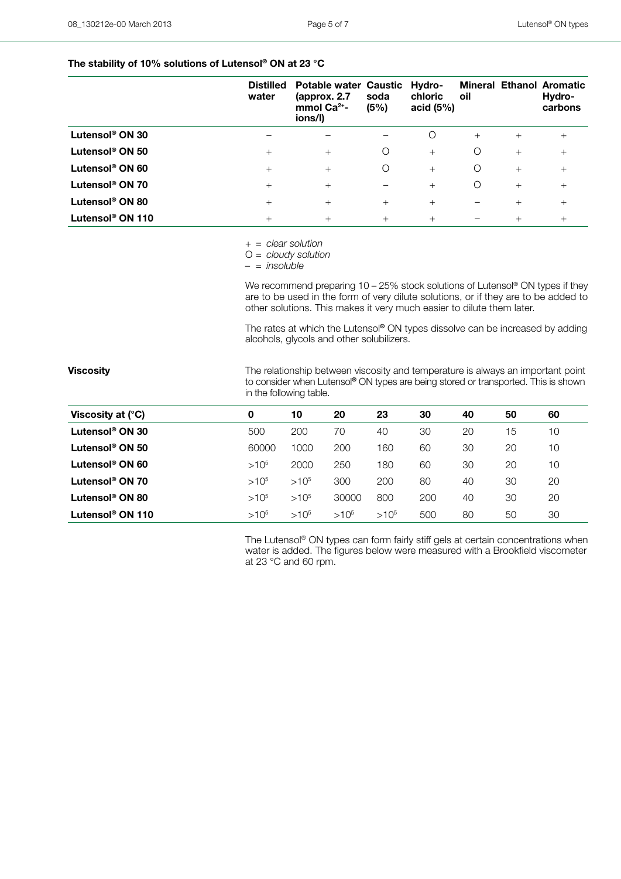### The stability of 10% solutions of Lutensol® ON at 23 °C

| | Distilled water | Potable water (approx. 2.7 mmol $Ca^{2+}$-ions/l) | Caustic soda (5%) | Hydro-chloric acid (5%) | Mineral oil | Ethanol | Aromatic Hydro-carbons |
|---|---|---|---|---|---|---|---|
| **Lutensol® ON 30** | – | – | – | O | + | + | + |
| **Lutensol® ON 50** | + | + | O | + | O | + | + |
| **Lutensol® ON 60** | + | + | O | + | O | + | + |
| **Lutensol® ON 70** | + | + | – | + | O | + | + |
| **Lutensol® ON 80** | + | + | + | + | – | + | + |
| **Lutensol® ON 110** | + | + | + | + | – | + | + |

\+ = *clear solution*
O = *cloudy solution*
– = *insoluble*

We recommend preparing 10 – 25% stock solutions of Lutensol® ON types if they are to be used in the form of very dilute solutions, or if they are to be added to other solutions. This makes it very much easier to dilute them later.

The rates at which the Lutensol® ON types dissolve can be increased by adding alcohols, glycols and other solubilizers.

**Viscosity**

The relationship between viscosity and temperature is always an important point to consider when Lutensol® ON types are being stored or transported. This is shown in the following table.

| Viscosity at (°C) | 0 | 10 | 20 | 23 | 30 | 40 | 50 | 60 |
|---|---|---|---|---|---|---|---|---|
| **Lutensol® ON 30** | 500 | 200 | 70 | 40 | 30 | 20 | 15 | 10 |
| **Lutensol® ON 50** | 60000 | 1000 | 200 | 160 | 60 | 30 | 20 | 10 |
| **Lutensol® ON 60** | $>10^5$ | 2000 | 250 | 180 | 60 | 30 | 20 | 10 |
| **Lutensol® ON 70** | $>10^5$ | $>10^5$ | 300 | 200 | 80 | 40 | 30 | 20 |
| **Lutensol® ON 80** | $>10^5$ | $>10^5$ | 30000 | 800 | 200 | 40 | 30 | 20 |
| **Lutensol® ON 110** | $>10^5$ | $>10^5$ | $>10^5$ | $>10^5$ | 500 | 80 | 50 | 30 |

The Lutensol® ON types can form fairly stiff gels at certain concentrations when water is added. The figures below were measured with a Brookfield viscometer at 23 °C and 60 rpm.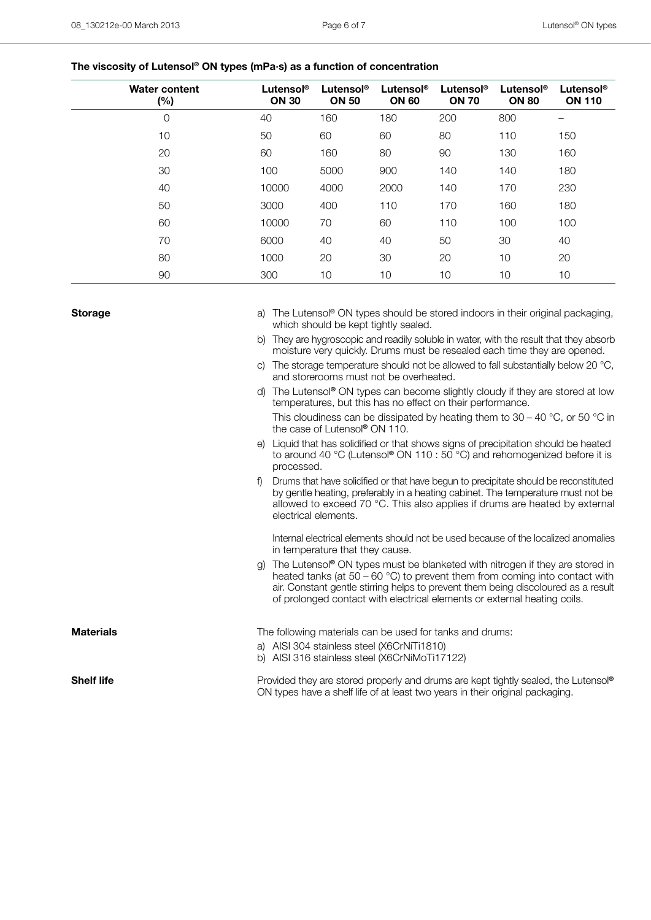**The viscosity of Lutensol® ON types (mPa·s) as a function of concentration**

| Water content (%) | Lutensol® ON 30 | Lutensol® ON 50 | Lutensol® ON 60 | Lutensol® ON 70 | Lutensol® ON 80 | Lutensol® ON 110 |
|---|---|---|---|---|---|---|
| 0 | 40 | 160 | 180 | 200 | 800 | – |
| 10 | 50 | 60 | 60 | 80 | 110 | 150 |
| 20 | 60 | 160 | 80 | 90 | 130 | 160 |
| 30 | 100 | 5000 | 900 | 140 | 140 | 180 |
| 40 | 10000 | 4000 | 2000 | 140 | 170 | 230 |
| 50 | 3000 | 400 | 110 | 170 | 160 | 180 |
| 60 | 10000 | 70 | 60 | 110 | 100 | 100 |
| 70 | 6000 | 40 | 40 | 50 | 30 | 40 |
| 80 | 1000 | 20 | 30 | 20 | 10 | 20 |
| 90 | 300 | 10 | 10 | 10 | 10 | 10 |

**Storage**

a) The Lutensol® ON types should be stored indoors in their original packaging, which should be kept tightly sealed.

b) They are hygroscopic and readily soluble in water, with the result that they absorb moisture very quickly. Drums must be resealed each time they are opened.

c) The storage temperature should not be allowed to fall substantially below 20 °C, and storerooms must not be overheated.

d) The Lutensol® ON types can become slightly cloudy if they are stored at low temperatures, but this has no effect on their performance.

This cloudiness can be dissipated by heating them to 30 – 40 °C, or 50 °C in the case of Lutensol® ON 110.

e) Liquid that has solidified or that shows signs of precipitation should be heated to around 40 °C (Lutensol® ON 110 : 50 °C) and rehomogenized before it is processed.

f) Drums that have solidified or that have begun to precipitate should be reconstituted by gentle heating, preferably in a heating cabinet. The temperature must not be allowed to exceed 70 °C. This also applies if drums are heated by external electrical elements.

Internal electrical elements should not be used because of the localized anomalies in temperature that they cause.

g) The Lutensol® ON types must be blanketed with nitrogen if they are stored in heated tanks (at 50 – 60 °C) to prevent them from coming into contact with air. Constant gentle stirring helps to prevent them being discoloured as a result of prolonged contact with electrical elements or external heating coils.

**Materials**

The following materials can be used for tanks and drums:

a) AISI 304 stainless steel (X6CrNiTi1810)

b) AISI 316 stainless steel (X6CrNiMoTi17122)

**Shelf life**

Provided they are stored properly and drums are kept tightly sealed, the Lutensol® ON types have a shelf life of at least two years in their original packaging.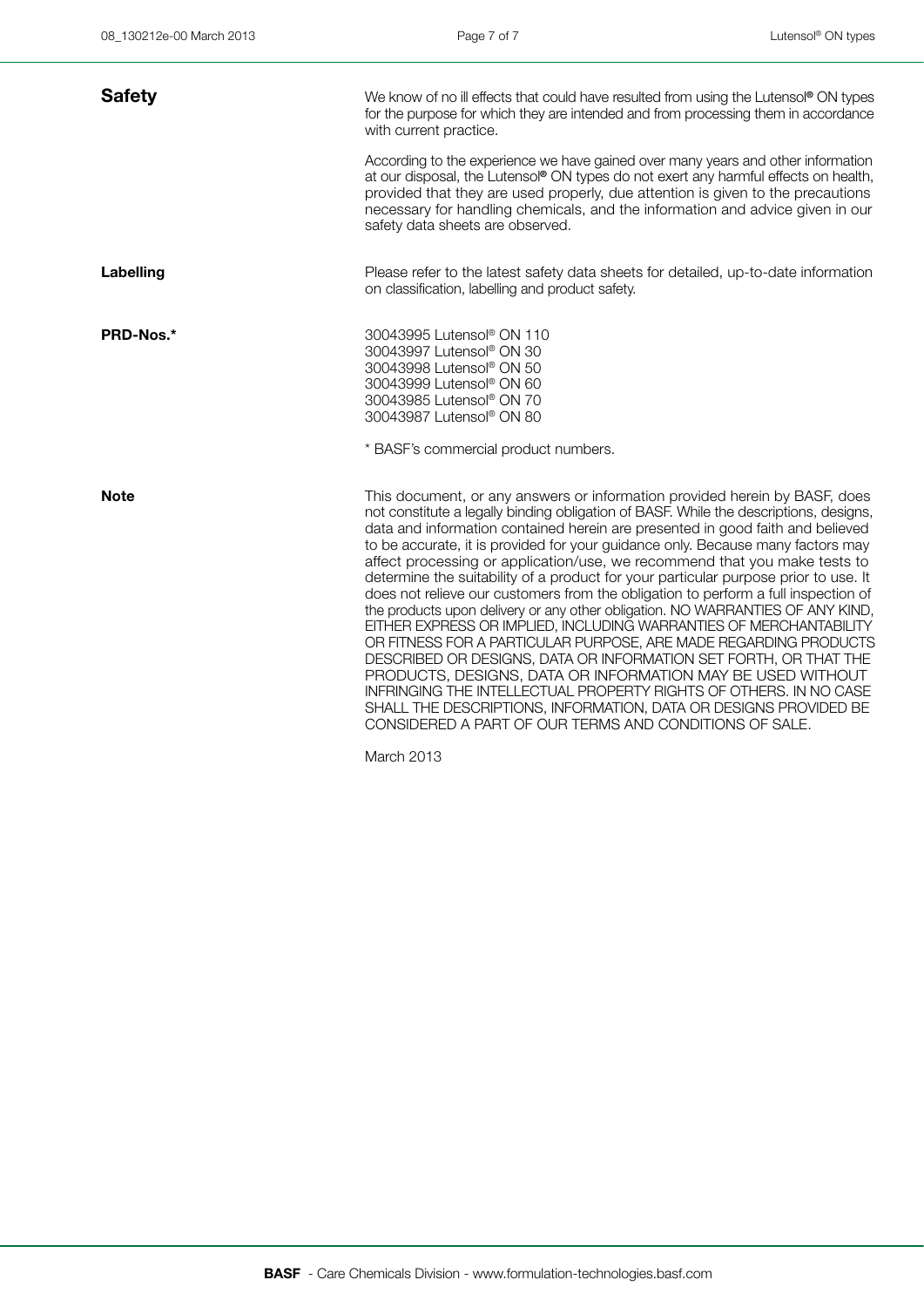## Safety

We know of no ill effects that could have resulted from using the Lutensol® ON types for the purpose for which they are intended and from processing them in accordance with current practice.

According to the experience we have gained over many years and other information at our disposal, the Lutensol® ON types do not exert any harmful effects on health, provided that they are used properly, due attention is given to the precautions necessary for handling chemicals, and the information and advice given in our safety data sheets are observed.

## Labelling

Please refer to the latest safety data sheets for detailed, up-to-date information on classification, labelling and product safety.

## PRD-Nos.*

30043995 Lutensol® ON 110
30043997 Lutensol® ON 30
30043998 Lutensol® ON 50
30043999 Lutensol® ON 60
30043985 Lutensol® ON 70
30043987 Lutensol® ON 80

* BASF's commercial product numbers.

## Note

This document, or any answers or information provided herein by BASF, does not constitute a legally binding obligation of BASF. While the descriptions, designs, data and information contained herein are presented in good faith and believed to be accurate, it is provided for your guidance only. Because many factors may affect processing or application/use, we recommend that you make tests to determine the suitability of a product for your particular purpose prior to use. It does not relieve our customers from the obligation to perform a full inspection of the products upon delivery or any other obligation. NO WARRANTIES OF ANY KIND, EITHER EXPRESS OR IMPLIED, INCLUDING WARRANTIES OF MERCHANTABILITY OR FITNESS FOR A PARTICULAR PURPOSE, ARE MADE REGARDING PRODUCTS DESCRIBED OR DESIGNS, DATA OR INFORMATION SET FORTH, OR THAT THE PRODUCTS, DESIGNS, DATA OR INFORMATION MAY BE USED WITHOUT INFRINGING THE INTELLECTUAL PROPERTY RIGHTS OF OTHERS. IN NO CASE SHALL THE DESCRIPTIONS, INFORMATION, DATA OR DESIGNS PROVIDED BE CONSIDERED A PART OF OUR TERMS AND CONDITIONS OF SALE.

March 2013

**BASF** - Care Chemicals Division - www.formulation-technologies.basf.com